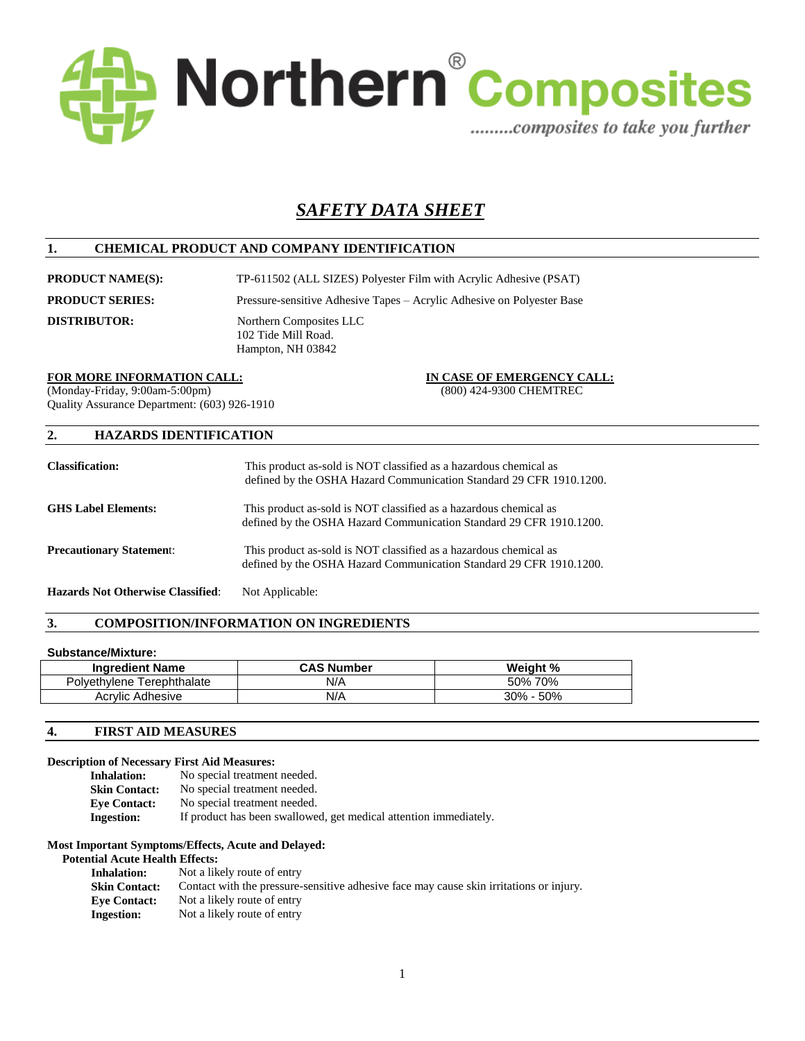Northern® Composites

.........composites to take you further

# *SAFETY DATA SHEET*

## 1. CHEMICAL PRODUCT AND COMPANY IDENTIFICATION

**PRODUCT NAME(S):** TP-611502 (ALL SIZES) Polyester Film with Acrylic Adhesive (PSAT)

**PRODUCT SERIES:** Pressure-sensitive Adhesive Tapes – Acrylic Adhesive on Polyester Base

**DISTRIBUTOR:** Northern Composites LLC
102 Tide Mill Road.
Hampton, NH 03842

**FOR MORE INFORMATION CALL:**
(Monday-Friday, 9:00am-5:00pm)
Quality Assurance Department: (603) 926-1910

**IN CASE OF EMERGENCY CALL:**
(800) 424-9300 CHEMTREC

## 2. HAZARDS IDENTIFICATION

**Classification:** This product as-sold is NOT classified as a hazardous chemical as defined by the OSHA Hazard Communication Standard 29 CFR 1910.1200.

**GHS Label Elements:** This product as-sold is NOT classified as a hazardous chemical as defined by the OSHA Hazard Communication Standard 29 CFR 1910.1200.

**Precautionary Statement:** This product as-sold is NOT classified as a hazardous chemical as defined by the OSHA Hazard Communication Standard 29 CFR 1910.1200.

**Hazards Not Otherwise Classified:** Not Applicable:

## 3. COMPOSITION/INFORMATION ON INGREDIENTS

**Substance/Mixture:**

| Ingredient Name | CAS Number | Weight % |
|---|---|---|
| Polyethylene Terephthalate | N/A | 50% 70% |
| Acrylic Adhesive | N/A | 30% - 50% |

## 4. FIRST AID MEASURES

**Description of Necessary First Aid Measures:**

- **Inhalation:** No special treatment needed.
- **Skin Contact:** No special treatment needed.
- **Eye Contact:** No special treatment needed.
- **Ingestion:** If product has been swallowed, get medical attention immediately.

**Most Important Symptoms/Effects, Acute and Delayed:**

**Potential Acute Health Effects:**

- **Inhalation:** Not a likely route of entry
- **Skin Contact:** Contact with the pressure-sensitive adhesive face may cause skin irritations or injury.
- **Eye Contact:** Not a likely route of entry
- **Ingestion:** Not a likely route of entry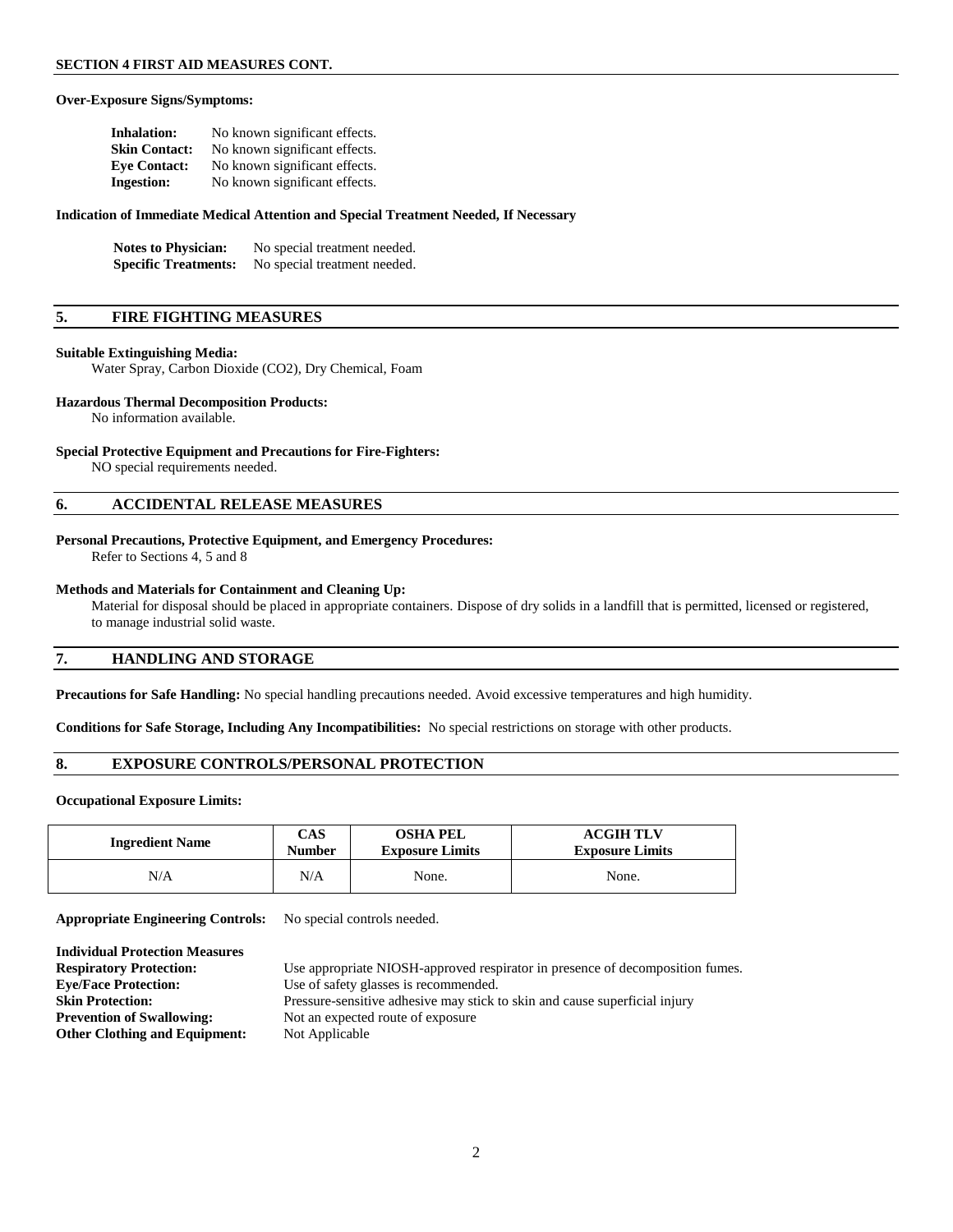**SECTION 4 FIRST AID MEASURES CONT.**

**Over-Exposure Signs/Symptoms:**

**Inhalation:** No known significant effects.
**Skin Contact:** No known significant effects.
**Eye Contact:** No known significant effects.
**Ingestion:** No known significant effects.

**Indication of Immediate Medical Attention and Special Treatment Needed, If Necessary**

**Notes to Physician:** No special treatment needed.
**Specific Treatments:** No special treatment needed.

## 5. FIRE FIGHTING MEASURES

**Suitable Extinguishing Media:**
Water Spray, Carbon Dioxide (CO2), Dry Chemical, Foam

**Hazardous Thermal Decomposition Products:**
No information available.

**Special Protective Equipment and Precautions for Fire-Fighters:**
NO special requirements needed.

## 6. ACCIDENTAL RELEASE MEASURES

**Personal Precautions, Protective Equipment, and Emergency Procedures:**
Refer to Sections 4, 5 and 8

**Methods and Materials for Containment and Cleaning Up:**
Material for disposal should be placed in appropriate containers. Dispose of dry solids in a landfill that is permitted, licensed or registered, to manage industrial solid waste.

## 7. HANDLING AND STORAGE

**Precautions for Safe Handling:** No special handling precautions needed. Avoid excessive temperatures and high humidity.

**Conditions for Safe Storage, Including Any Incompatibilities:** No special restrictions on storage with other products.

## 8. EXPOSURE CONTROLS/PERSONAL PROTECTION

**Occupational Exposure Limits:**

| Ingredient Name | CAS Number | OSHA PEL Exposure Limits | ACGIH TLV Exposure Limits |
|---|---|---|---|
| N/A | N/A | None. | None. |

**Appropriate Engineering Controls:** No special controls needed.

**Individual Protection Measures**
**Respiratory Protection:** Use appropriate NIOSH-approved respirator in presence of decomposition fumes.
**Eye/Face Protection:** Use of safety glasses is recommended.
**Skin Protection:** Pressure-sensitive adhesive may stick to skin and cause superficial injury
**Prevention of Swallowing:** Not an expected route of exposure
**Other Clothing and Equipment:** Not Applicable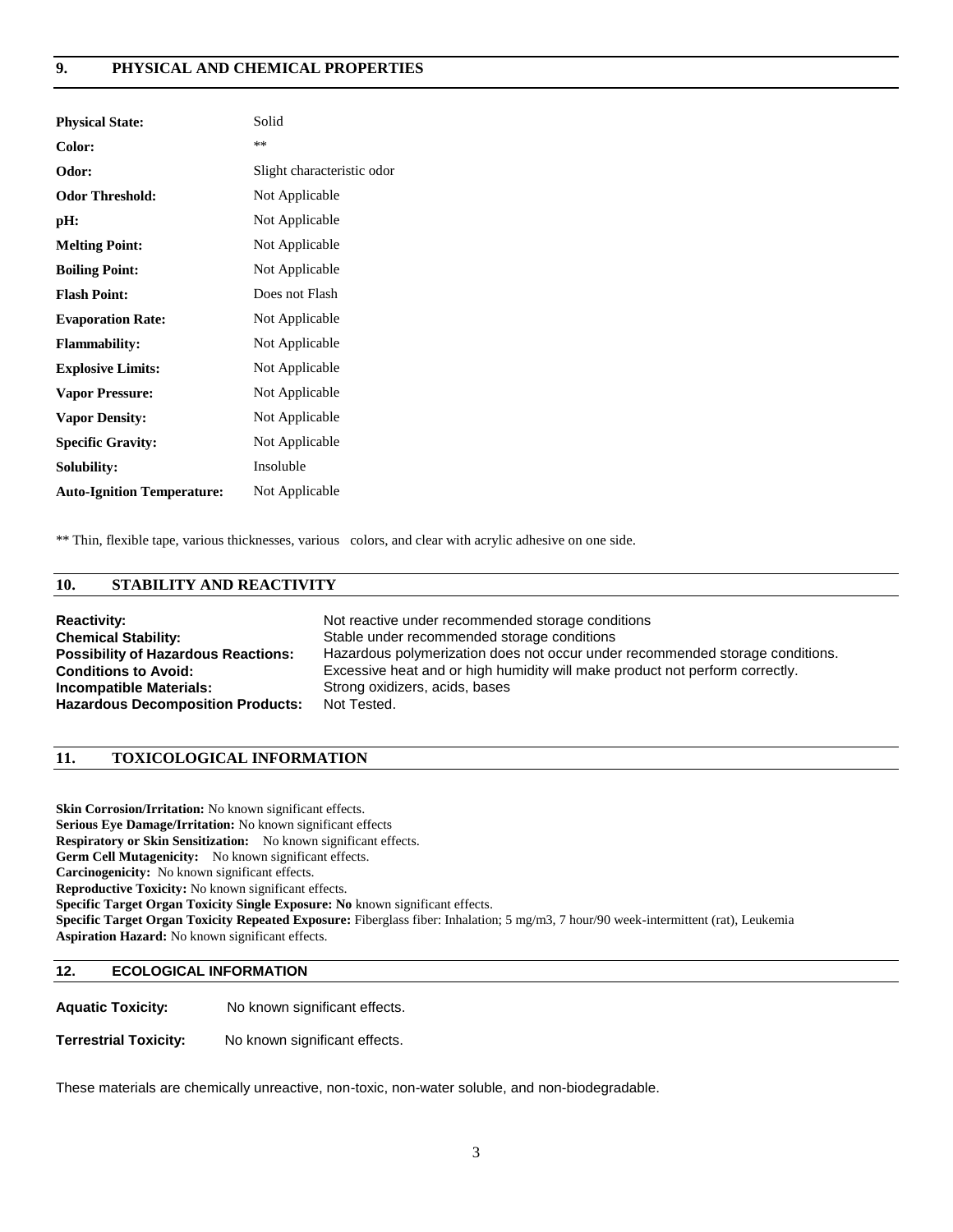## 9. PHYSICAL AND CHEMICAL PROPERTIES

| | |
|---|---|
| **Physical State:** | Solid |
| **Color:** | ** |
| **Odor:** | Slight characteristic odor |
| **Odor Threshold:** | Not Applicable |
| **pH:** | Not Applicable |
| **Melting Point:** | Not Applicable |
| **Boiling Point:** | Not Applicable |
| **Flash Point:** | Does not Flash |
| **Evaporation Rate:** | Not Applicable |
| **Flammability:** | Not Applicable |
| **Explosive Limits:** | Not Applicable |
| **Vapor Pressure:** | Not Applicable |
| **Vapor Density:** | Not Applicable |
| **Specific Gravity:** | Not Applicable |
| **Solubility:** | Insoluble |
| **Auto-Ignition Temperature:** | Not Applicable |

** Thin, flexible tape, various thicknesses, various colors, and clear with acrylic adhesive on one side.

## 10. STABILITY AND REACTIVITY

| | |
|---|---|
| **Reactivity:** | Not reactive under recommended storage conditions |
| **Chemical Stability:** | Stable under recommended storage conditions |
| **Possibility of Hazardous Reactions:** | Hazardous polymerization does not occur under recommended storage conditions. |
| **Conditions to Avoid:** | Excessive heat and or high humidity will make product not perform correctly. |
| **Incompatible Materials:** | Strong oxidizers, acids, bases |
| **Hazardous Decomposition Products:** | Not Tested. |

## 11. TOXICOLOGICAL INFORMATION

**Skin Corrosion/Irritation:** No known significant effects.
**Serious Eye Damage/Irritation:** No known significant effects
**Respiratory or Skin Sensitization:** No known significant effects.
**Germ Cell Mutagenicity:** No known significant effects.
**Carcinogenicity:** No known significant effects.
**Reproductive Toxicity:** No known significant effects.
**Specific Target Organ Toxicity Single Exposure: No** known significant effects.
**Specific Target Organ Toxicity Repeated Exposure:** Fiberglass fiber: Inhalation; 5 mg/m3, 7 hour/90 week-intermittent (rat), Leukemia
**Aspiration Hazard:** No known significant effects.

## 12. ECOLOGICAL INFORMATION

**Aquatic Toxicity:** No known significant effects.

**Terrestrial Toxicity:** No known significant effects.

These materials are chemically unreactive, non-toxic, non-water soluble, and non-biodegradable.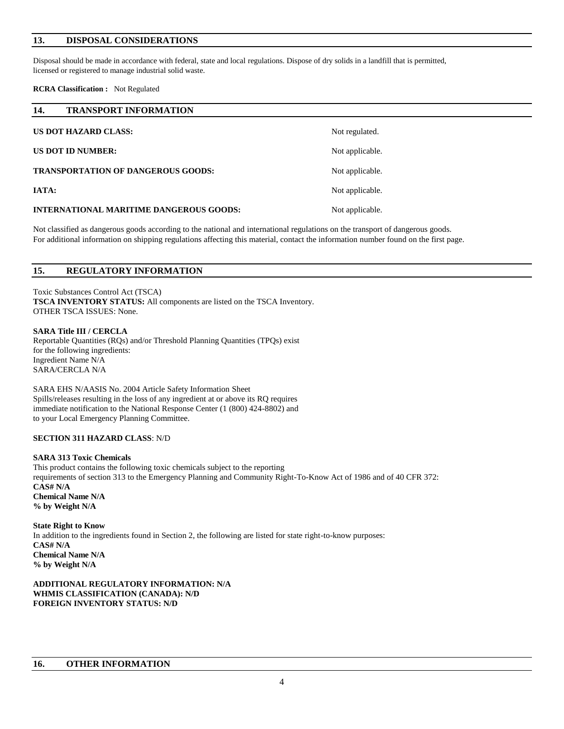## 13. DISPOSAL CONSIDERATIONS

Disposal should be made in accordance with federal, state and local regulations. Dispose of dry solids in a landfill that is permitted, licensed or registered to manage industrial solid waste.

**RCRA Classification :** Not Regulated

## 14. TRANSPORT INFORMATION

| | |
|---|---|
| **US DOT HAZARD CLASS:** | Not regulated. |
| **US DOT ID NUMBER:** | Not applicable. |
| **TRANSPORTATION OF DANGEROUS GOODS:** | Not applicable. |
| **IATA:** | Not applicable. |
| **INTERNATIONAL MARITIME DANGEROUS GOODS:** | Not applicable. |

Not classified as dangerous goods according to the national and international regulations on the transport of dangerous goods.
For additional information on shipping regulations affecting this material, contact the information number found on the first page.

## 15. REGULATORY INFORMATION

Toxic Substances Control Act (TSCA)
**TSCA INVENTORY STATUS:** All components are listed on the TSCA Inventory.
OTHER TSCA ISSUES: None.

**SARA Title III / CERCLA**
Reportable Quantities (RQs) and/or Threshold Planning Quantities (TPQs) exist for the following ingredients:
Ingredient Name N/A
SARA/CERCLA N/A

SARA EHS N/AASIS No. 2004 Article Safety Information Sheet
Spills/releases resulting in the loss of any ingredient at or above its RQ requires immediate notification to the National Response Center (1 (800) 424-8802) and to your Local Emergency Planning Committee.

**SECTION 311 HAZARD CLASS**: N/D

**SARA 313 Toxic Chemicals**
This product contains the following toxic chemicals subject to the reporting requirements of section 313 to the Emergency Planning and Community Right-To-Know Act of 1986 and of 40 CFR 372:
**CAS# N/A**
**Chemical Name N/A**
**% by Weight N/A**

**State Right to Know**
In addition to the ingredients found in Section 2, the following are listed for state right-to-know purposes:
**CAS# N/A**
**Chemical Name N/A**
**% by Weight N/A**

**ADDITIONAL REGULATORY INFORMATION: N/A**
**WHMIS CLASSIFICATION (CANADA): N/D**
**FOREIGN INVENTORY STATUS: N/D**

## 16. OTHER INFORMATION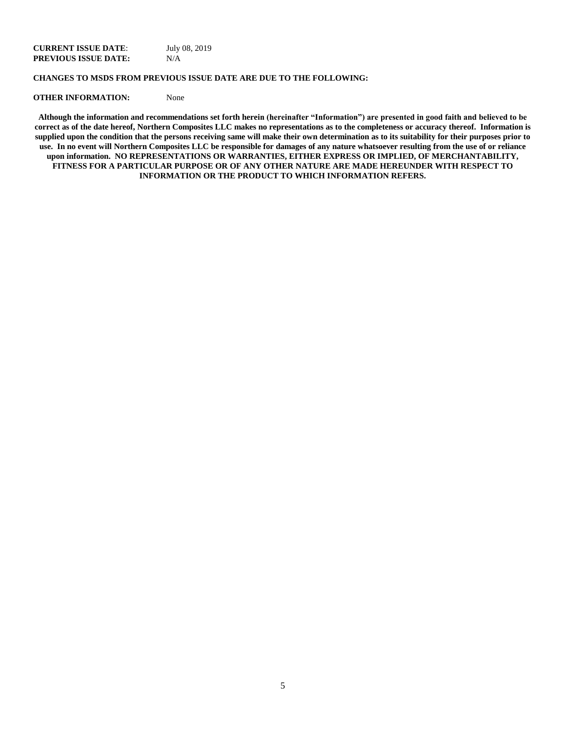**CURRENT ISSUE DATE**: July 08, 2019
**PREVIOUS ISSUE DATE:** N/A

**CHANGES TO MSDS FROM PREVIOUS ISSUE DATE ARE DUE TO THE FOLLOWING:**

**OTHER INFORMATION:** None

**Although the information and recommendations set forth herein (hereinafter "Information") are presented in good faith and believed to be correct as of the date hereof, Northern Composites LLC makes no representations as to the completeness or accuracy thereof. Information is supplied upon the condition that the persons receiving same will make their own determination as to its suitability for their purposes prior to use. In no event will Northern Composites LLC be responsible for damages of any nature whatsoever resulting from the use of or reliance upon information. NO REPRESENTATIONS OR WARRANTIES, EITHER EXPRESS OR IMPLIED, OF MERCHANTABILITY, FITNESS FOR A PARTICULAR PURPOSE OR OF ANY OTHER NATURE ARE MADE HEREUNDER WITH RESPECT TO INFORMATION OR THE PRODUCT TO WHICH INFORMATION REFERS.**